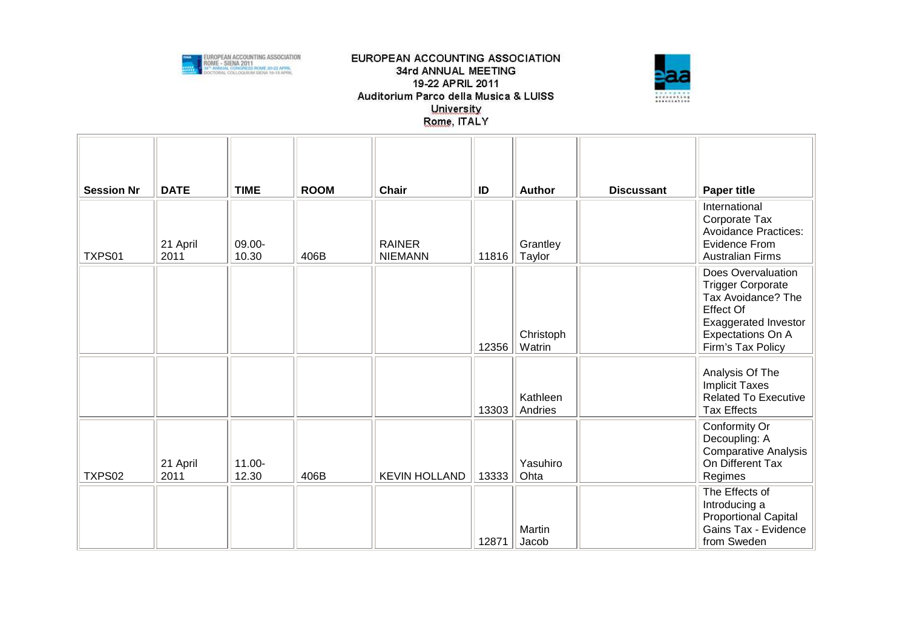# EUROPEAN ACCOUNTING ASSOCIATION

## 34rd ANNUAL MEETING

### 19-22 APRIL 2011

### Auditorium Parco della Musica & LUISS University

### Rome, ITALY

| Session Nr | DATE | TIME | ROOM | Chair | ID | Author | Discussant | Paper title |
|---|---|---|---|---|---|---|---|---|
| TXPS01 | 21 April 2011 | 09.00-10.30 | 406B | RAINER NIEMANN | 11816 | Grantley Taylor | | International Corporate Tax Avoidance Practices: Evidence From Australian Firms |
| | | | | | 12356 | Christoph Watrin | | Does Overvaluation Trigger Corporate Tax Avoidance? The Effect Of Exaggerated Investor Expectations On A Firm's Tax Policy |
| | | | | | 13303 | Kathleen Andries | | Analysis Of The Implicit Taxes Related To Executive Tax Effects |
| TXPS02 | 21 April 2011 | 11.00-12.30 | 406B | KEVIN HOLLAND | 13333 | Yasuhiro Ohta | | Conformity Or Decoupling: A Comparative Analysis On Different Tax Regimes |
| | | | | | 12871 | Martin Jacob | | The Effects of Introducing a Proportional Capital Gains Tax - Evidence from Sweden |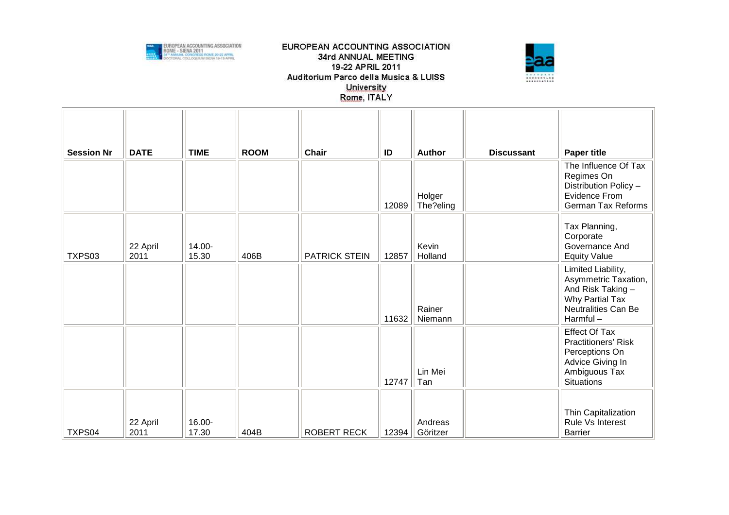EUROPEAN ACCOUNTING ASSOCIATION
34rd ANNUAL MEETING
19-22 APRIL 2011
Auditorium Parco della Musica & LUISS University
Rome, ITALY

| Session Nr | DATE | TIME | ROOM | Chair | ID | Author | Discussant | Paper title |
|---|---|---|---|---|---|---|---|---|
| | | | | | 12089 | Holger The?eling | | The Influence Of Tax Regimes On Distribution Policy – Evidence From German Tax Reforms |
| TXPS03 | 22 April 2011 | 14.00-15.30 | 406B | PATRICK STEIN | 12857 | Kevin Holland | | Tax Planning, Corporate Governance And Equity Value |
| | | | | | 11632 | Rainer Niemann | | Limited Liability, Asymmetric Taxation, And Risk Taking – Why Partial Tax Neutralities Can Be Harmful – |
| | | | | | 12747 | Lin Mei Tan | | Effect Of Tax Practitioners' Risk Perceptions On Advice Giving In Ambiguous Tax Situations |
| TXPS04 | 22 April 2011 | 16.00-17.30 | 404B | ROBERT RECK | 12394 | Andreas Göritzer | | Thin Capitalization Rule Vs Interest Barrier |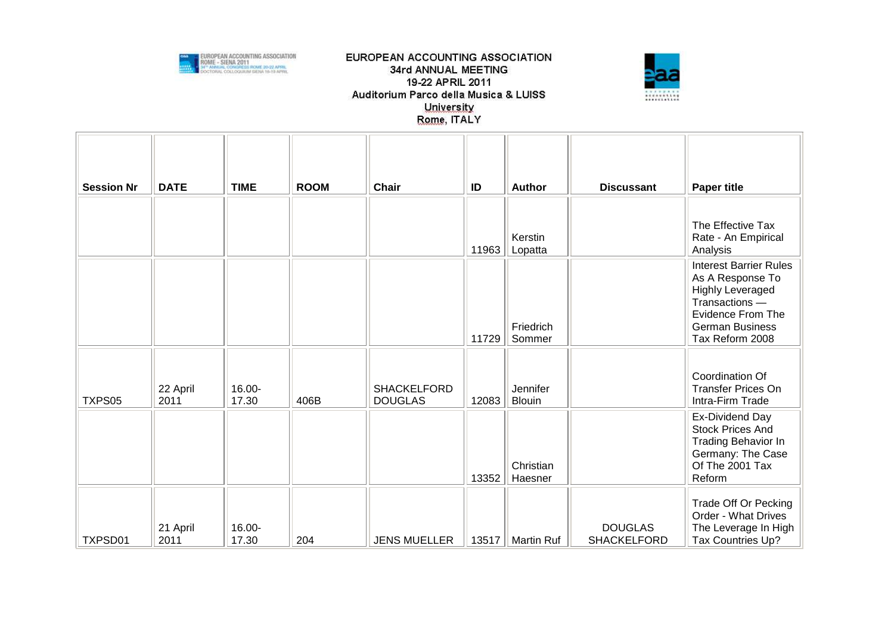EUROPEAN ACCOUNTING ASSOCIATION
34rd ANNUAL MEETING
19-22 APRIL 2011
Auditorium Parco della Musica & LUISS University
Rome, ITALY

| Session Nr | DATE | TIME | ROOM | Chair | ID | Author | Discussant | Paper title |
|---|---|---|---|---|---|---|---|---|
| | | | | | 11963 | Kerstin Lopatta | | The Effective Tax Rate - An Empirical Analysis |
| | | | | | 11729 | Friedrich Sommer | | Interest Barrier Rules As A Response To Highly Leveraged Transactions — Evidence From The German Business Tax Reform 2008 |
| TXPS05 | 22 April 2011 | 16.00-17.30 | 406B | SHACKELFORD DOUGLAS | 12083 | Jennifer Blouin | | Coordination Of Transfer Prices On Intra-Firm Trade |
| | | | | | 13352 | Christian Haesner | | Ex-Dividend Day Stock Prices And Trading Behavior In Germany: The Case Of The 2001 Tax Reform |
| TXPSD01 | 21 April 2011 | 16.00-17.30 | 204 | JENS MUELLER | 13517 | Martin Ruf | DOUGLAS SHACKELFORD | Trade Off Or Pecking Order - What Drives The Leverage In High Tax Countries Up? |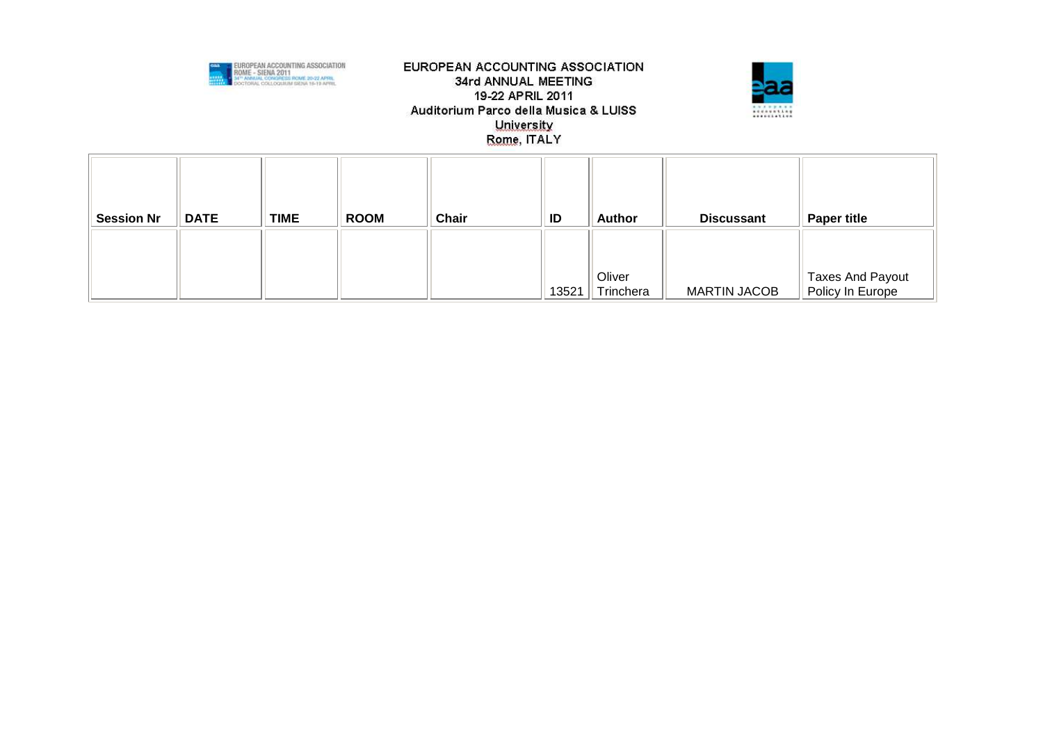EUROPEAN ACCOUNTING ASSOCIATION
34rd ANNUAL MEETING
19-22 APRIL 2011
Auditorium Parco della Musica & LUISS University
Rome, ITALY

| Session Nr | DATE | TIME | ROOM | Chair | ID | Author | Discussant | Paper title |
|---|---|---|---|---|---|---|---|---|
| | | | | | 13521 | Oliver Trinchera | MARTIN JACOB | Taxes And Payout Policy In Europe |